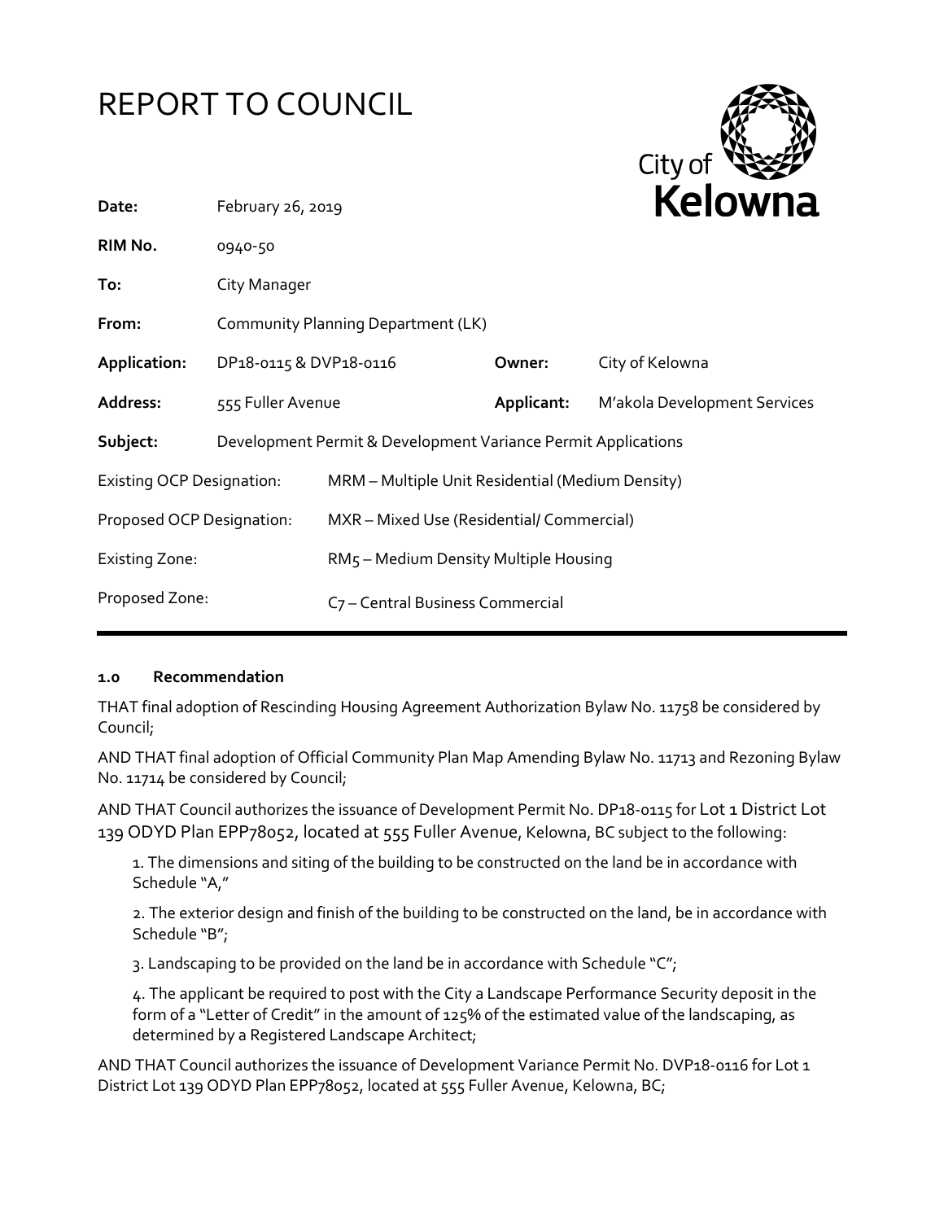# REPORT TO COUNCIL

| | | | |
|---|---|---|---|
| **Date:** | February 26, 2019 | | |
| **RIM No.** | 0940-50 | | |
| **To:** | City Manager | | |
| **From:** | Community Planning Department (LK) | | |
| **Application:** | DP18-0115 & DVP18-0116 | **Owner:** | City of Kelowna |
| **Address:** | 555 Fuller Avenue | **Applicant:** | M'akola Development Services |
| **Subject:** | Development Permit & Development Variance Permit Applications | | |
| Existing OCP Designation: | MRM – Multiple Unit Residential (Medium Density) | | |
| Proposed OCP Designation: | MXR – Mixed Use (Residential/ Commercial) | | |
| Existing Zone: | RM5 – Medium Density Multiple Housing | | |
| Proposed Zone: | C7 – Central Business Commercial | | |

### 1.0 Recommendation

THAT final adoption of Rescinding Housing Agreement Authorization Bylaw No. 11758 be considered by Council;

AND THAT final adoption of Official Community Plan Map Amending Bylaw No. 11713 and Rezoning Bylaw No. 11714 be considered by Council;

AND THAT Council authorizes the issuance of Development Permit No. DP18-0115 for Lot 1 District Lot 139 ODYD Plan EPP78052, located at 555 Fuller Avenue, Kelowna, BC subject to the following:

1. The dimensions and siting of the building to be constructed on the land be in accordance with Schedule "A,"

2. The exterior design and finish of the building to be constructed on the land, be in accordance with Schedule "B";

3. Landscaping to be provided on the land be in accordance with Schedule "C";

4. The applicant be required to post with the City a Landscape Performance Security deposit in the form of a "Letter of Credit" in the amount of 125% of the estimated value of the landscaping, as determined by a Registered Landscape Architect;

AND THAT Council authorizes the issuance of Development Variance Permit No. DVP18-0116 for Lot 1 District Lot 139 ODYD Plan EPP78052, located at 555 Fuller Avenue, Kelowna, BC;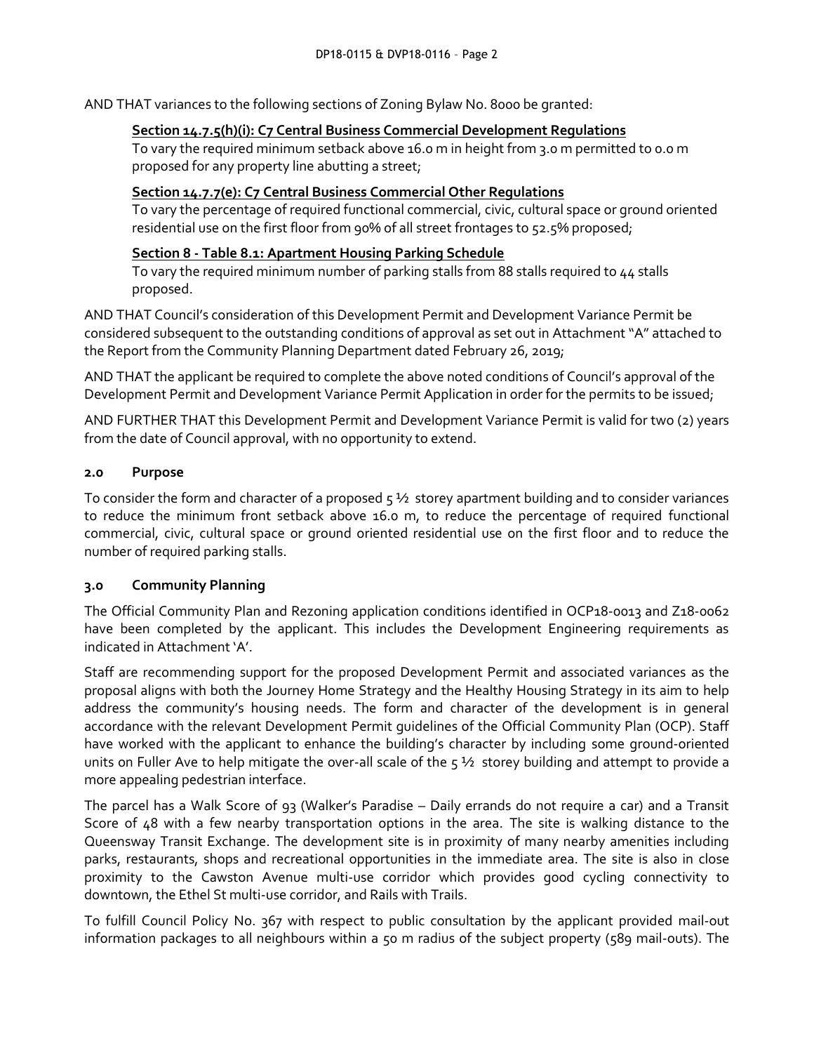AND THAT variances to the following sections of Zoning Bylaw No. 8000 be granted:

**Section 14.7.5(h)(i): C7 Central Business Commercial Development Regulations**
To vary the required minimum setback above 16.0 m in height from 3.0 m permitted to 0.0 m proposed for any property line abutting a street;

**Section 14.7.7(e): C7 Central Business Commercial Other Regulations**
To vary the percentage of required functional commercial, civic, cultural space or ground oriented residential use on the first floor from 90% of all street frontages to 52.5% proposed;

**Section 8 - Table 8.1: Apartment Housing Parking Schedule**
To vary the required minimum number of parking stalls from 88 stalls required to 44 stalls proposed.

AND THAT Council's consideration of this Development Permit and Development Variance Permit be considered subsequent to the outstanding conditions of approval as set out in Attachment "A" attached to the Report from the Community Planning Department dated February 26, 2019;

AND THAT the applicant be required to complete the above noted conditions of Council's approval of the Development Permit and Development Variance Permit Application in order for the permits to be issued;

AND FURTHER THAT this Development Permit and Development Variance Permit is valid for two (2) years from the date of Council approval, with no opportunity to extend.

## 2.0 Purpose

To consider the form and character of a proposed 5 ½ storey apartment building and to consider variances to reduce the minimum front setback above 16.0 m, to reduce the percentage of required functional commercial, civic, cultural space or ground oriented residential use on the first floor and to reduce the number of required parking stalls.

## 3.0 Community Planning

The Official Community Plan and Rezoning application conditions identified in OCP18-0013 and Z18-0062 have been completed by the applicant. This includes the Development Engineering requirements as indicated in Attachment 'A'.

Staff are recommending support for the proposed Development Permit and associated variances as the proposal aligns with both the Journey Home Strategy and the Healthy Housing Strategy in its aim to help address the community's housing needs. The form and character of the development is in general accordance with the relevant Development Permit guidelines of the Official Community Plan (OCP). Staff have worked with the applicant to enhance the building's character by including some ground-oriented units on Fuller Ave to help mitigate the over-all scale of the 5 ½ storey building and attempt to provide a more appealing pedestrian interface.

The parcel has a Walk Score of 93 (Walker's Paradise – Daily errands do not require a car) and a Transit Score of 48 with a few nearby transportation options in the area. The site is walking distance to the Queensway Transit Exchange. The development site is in proximity of many nearby amenities including parks, restaurants, shops and recreational opportunities in the immediate area. The site is also in close proximity to the Cawston Avenue multi-use corridor which provides good cycling connectivity to downtown, the Ethel St multi-use corridor, and Rails with Trails.

To fulfill Council Policy No. 367 with respect to public consultation by the applicant provided mail-out information packages to all neighbours within a 50 m radius of the subject property (589 mail-outs). The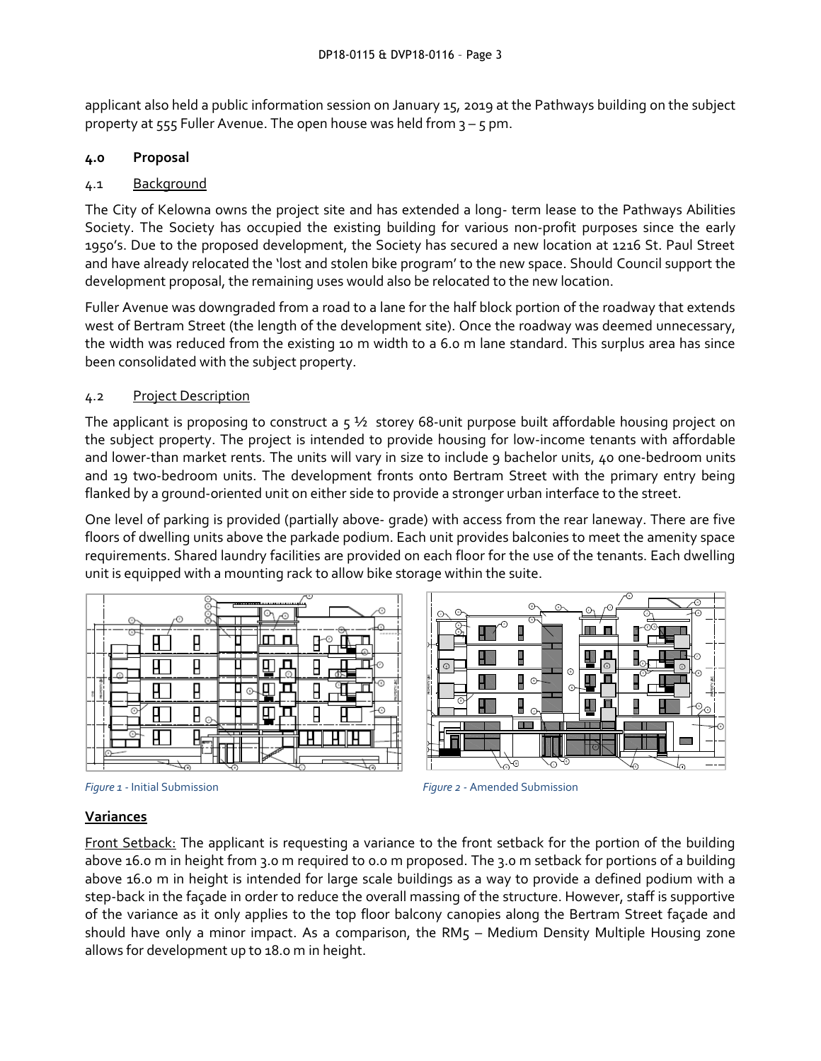applicant also held a public information session on January 15, 2019 at the Pathways building on the subject property at 555 Fuller Avenue. The open house was held from 3 – 5 pm.

## 4.0 Proposal

### 4.1 Background

The City of Kelowna owns the project site and has extended a long- term lease to the Pathways Abilities Society. The Society has occupied the existing building for various non-profit purposes since the early 1950's. Due to the proposed development, the Society has secured a new location at 1216 St. Paul Street and have already relocated the 'lost and stolen bike program' to the new space. Should Council support the development proposal, the remaining uses would also be relocated to the new location.

Fuller Avenue was downgraded from a road to a lane for the half block portion of the roadway that extends west of Bertram Street (the length of the development site). Once the roadway was deemed unnecessary, the width was reduced from the existing 10 m width to a 6.0 m lane standard. This surplus area has since been consolidated with the subject property.

### 4.2 Project Description

The applicant is proposing to construct a 5 ½ storey 68-unit purpose built affordable housing project on the subject property. The project is intended to provide housing for low-income tenants with affordable and lower-than market rents. The units will vary in size to include 9 bachelor units, 40 one-bedroom units and 19 two-bedroom units. The development fronts onto Bertram Street with the primary entry being flanked by a ground-oriented unit on either side to provide a stronger urban interface to the street.

One level of parking is provided (partially above- grade) with access from the rear laneway. There are five floors of dwelling units above the parkade podium. Each unit provides balconies to meet the amenity space requirements. Shared laundry facilities are provided on each floor for the use of the tenants. Each dwelling unit is equipped with a mounting rack to allow bike storage within the suite.

*Figure 1* - Initial Submission

*Figure 2* - Amended Submission

**Variances**

Front Setback: The applicant is requesting a variance to the front setback for the portion of the building above 16.0 m in height from 3.0 m required to 0.0 m proposed. The 3.0 m setback for portions of a building above 16.0 m in height is intended for large scale buildings as a way to provide a defined podium with a step-back in the façade in order to reduce the overall massing of the structure. However, staff is supportive of the variance as it only applies to the top floor balcony canopies along the Bertram Street façade and should have only a minor impact. As a comparison, the RM5 – Medium Density Multiple Housing zone allows for development up to 18.0 m in height.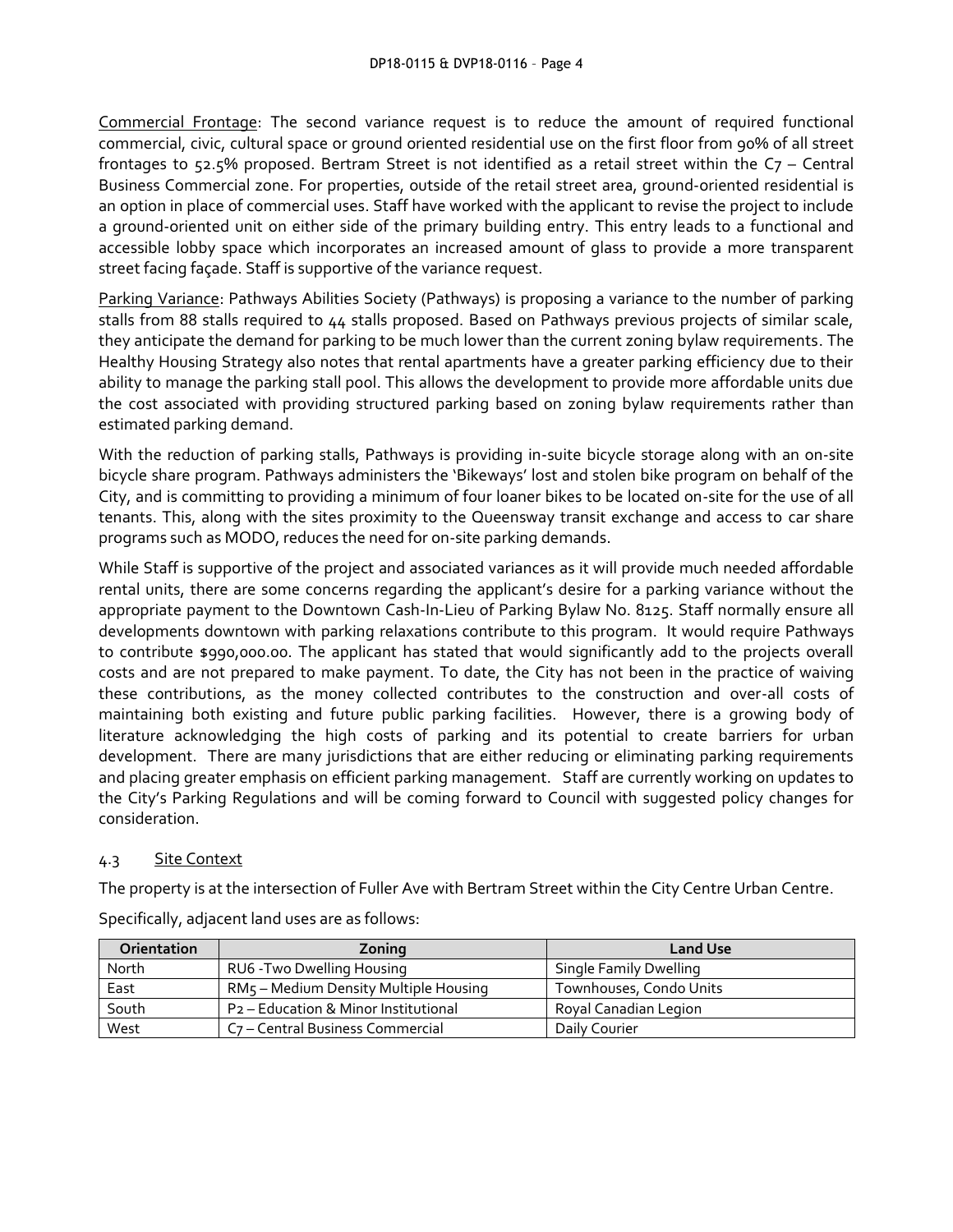Commercial Frontage: The second variance request is to reduce the amount of required functional commercial, civic, cultural space or ground oriented residential use on the first floor from 90% of all street frontages to 52.5% proposed. Bertram Street is not identified as a retail street within the C7 – Central Business Commercial zone. For properties, outside of the retail street area, ground-oriented residential is an option in place of commercial uses. Staff have worked with the applicant to revise the project to include a ground-oriented unit on either side of the primary building entry. This entry leads to a functional and accessible lobby space which incorporates an increased amount of glass to provide a more transparent street facing façade. Staff is supportive of the variance request.

Parking Variance: Pathways Abilities Society (Pathways) is proposing a variance to the number of parking stalls from 88 stalls required to 44 stalls proposed. Based on Pathways previous projects of similar scale, they anticipate the demand for parking to be much lower than the current zoning bylaw requirements. The Healthy Housing Strategy also notes that rental apartments have a greater parking efficiency due to their ability to manage the parking stall pool. This allows the development to provide more affordable units due the cost associated with providing structured parking based on zoning bylaw requirements rather than estimated parking demand.

With the reduction of parking stalls, Pathways is providing in-suite bicycle storage along with an on-site bicycle share program. Pathways administers the 'Bikeways' lost and stolen bike program on behalf of the City, and is committing to providing a minimum of four loaner bikes to be located on-site for the use of all tenants. This, along with the sites proximity to the Queensway transit exchange and access to car share programs such as MODO, reduces the need for on-site parking demands.

While Staff is supportive of the project and associated variances as it will provide much needed affordable rental units, there are some concerns regarding the applicant's desire for a parking variance without the appropriate payment to the Downtown Cash-In-Lieu of Parking Bylaw No. 8125. Staff normally ensure all developments downtown with parking relaxations contribute to this program. It would require Pathways to contribute $990,000.00. The applicant has stated that would significantly add to the projects overall costs and are not prepared to make payment. To date, the City has not been in the practice of waiving these contributions, as the money collected contributes to the construction and over-all costs of maintaining both existing and future public parking facilities. However, there is a growing body of literature acknowledging the high costs of parking and its potential to create barriers for urban development. There are many jurisdictions that are either reducing or eliminating parking requirements and placing greater emphasis on efficient parking management. Staff are currently working on updates to the City's Parking Regulations and will be coming forward to Council with suggested policy changes for consideration.

### 4.3 Site Context

The property is at the intersection of Fuller Ave with Bertram Street within the City Centre Urban Centre.

Specifically, adjacent land uses are as follows:

| Orientation | Zoning | Land Use |
|---|---|---|
| North | RU6 -Two Dwelling Housing | Single Family Dwelling |
| East | RM5 – Medium Density Multiple Housing | Townhouses, Condo Units |
| South | P2 – Education & Minor Institutional | Royal Canadian Legion |
| West | C7 – Central Business Commercial | Daily Courier |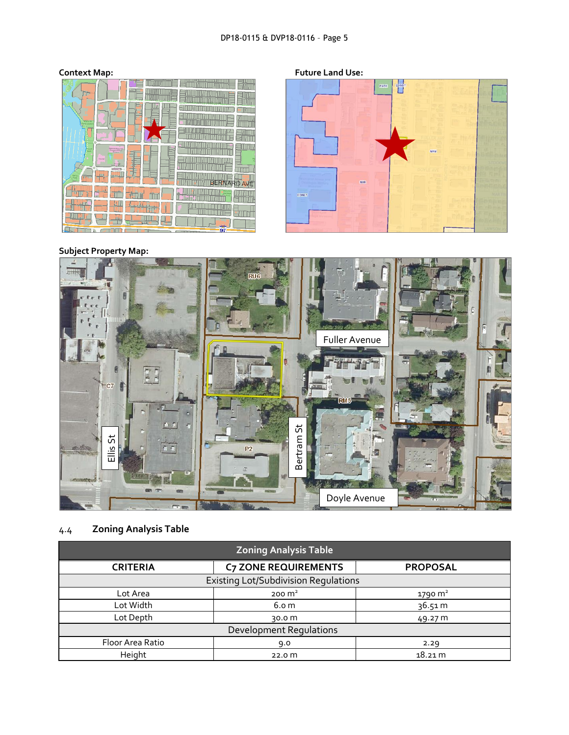**Context Map:**

**Future Land Use:**

**Subject Property Map:**

4.4 **Zoning Analysis Table**

| Zoning Analysis Table | | |
|---|---|---|
| **CRITERIA** | **C7 ZONE REQUIREMENTS** | **PROPOSAL** |
| Existing Lot/Subdivision Regulations | | |
| Lot Area | 200 m² | 1790 m² |
| Lot Width | 6.0 m | 36.51 m |
| Lot Depth | 30.0 m | 49.27 m |
| Development Regulations | | |
| Floor Area Ratio | 9.0 | 2.29 |
| Height | 22.0 m | 18.21 m |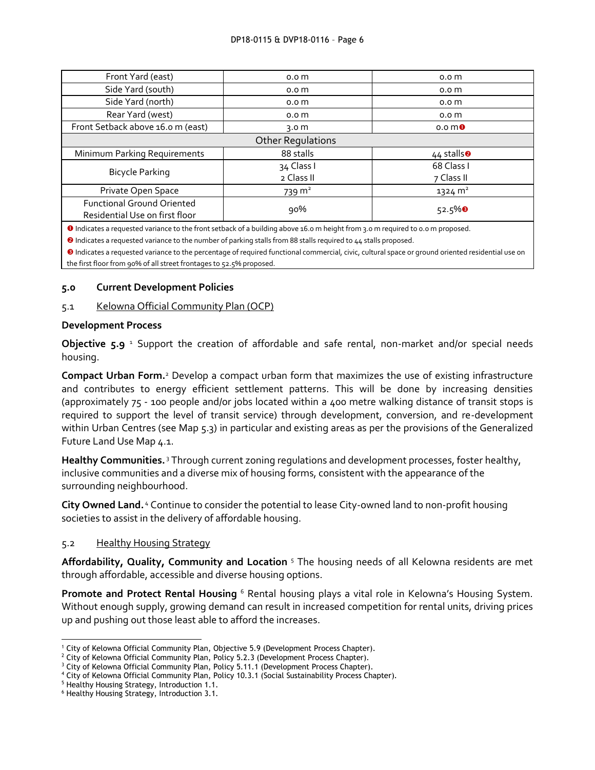| Front Yard (east) | 0.0 m | 0.0 m |
|---|---|---|
| Side Yard (south) | 0.0 m | 0.0 m |
| Side Yard (north) | 0.0 m | 0.0 m |
| Rear Yard (west) | 0.0 m | 0.0 m |
| Front Setback above 16.0 m (east) | 3.0 m | 0.0 m ❶ |
| Other Regulations | | |
| Minimum Parking Requirements | 88 stalls | 44 stalls ❷ |
| Bicycle Parking | 34 Class I<br>2 Class II | 68 Class I<br>7 Class II |
| Private Open Space | 739 m² | 1324 m² |
| Functional Ground Oriented Residential Use on first floor | 90% | 52.5% ❸ |

❶ Indicates a requested variance to the front setback of a building above 16.0 m height from 3.0 m required to 0.0 m proposed.

❷ Indicates a requested variance to the number of parking stalls from 88 stalls required to 44 stalls proposed.

❸ Indicates a requested variance to the percentage of required functional commercial, civic, cultural space or ground oriented residential use on the first floor from 90% of all street frontages to 52.5% proposed.

## 5.0 Current Development Policies

### 5.1 Kelowna Official Community Plan (OCP)

**Development Process**

**Objective 5.9** [1] Support the creation of affordable and safe rental, non-market and/or special needs housing.

**Compact Urban Form.**[2] Develop a compact urban form that maximizes the use of existing infrastructure and contributes to energy efficient settlement patterns. This will be done by increasing densities (approximately 75 - 100 people and/or jobs located within a 400 metre walking distance of transit stops is required to support the level of transit service) through development, conversion, and re-development within Urban Centres (see Map 5.3) in particular and existing areas as per the provisions of the Generalized Future Land Use Map 4.1.

**Healthy Communities.**[3] Through current zoning regulations and development processes, foster healthy, inclusive communities and a diverse mix of housing forms, consistent with the appearance of the surrounding neighbourhood.

**City Owned Land.**[4] Continue to consider the potential to lease City-owned land to non-profit housing societies to assist in the delivery of affordable housing.

### 5.2 Healthy Housing Strategy

**Affordability, Quality, Community and Location** [5] The housing needs of all Kelowna residents are met through affordable, accessible and diverse housing options.

**Promote and Protect Rental Housing** [6] Rental housing plays a vital role in Kelowna's Housing System. Without enough supply, growing demand can result in increased competition for rental units, driving prices up and pushing out those least able to afford the increases.

---

[1] City of Kelowna Official Community Plan, Objective 5.9 (Development Process Chapter).
[2] City of Kelowna Official Community Plan, Policy 5.2.3 (Development Process Chapter).
[3] City of Kelowna Official Community Plan, Policy 5.11.1 (Development Process Chapter).
[4] City of Kelowna Official Community Plan, Policy 10.3.1 (Social Sustainability Process Chapter).
[5] Healthy Housing Strategy, Introduction 1.1.
[6] Healthy Housing Strategy, Introduction 3.1.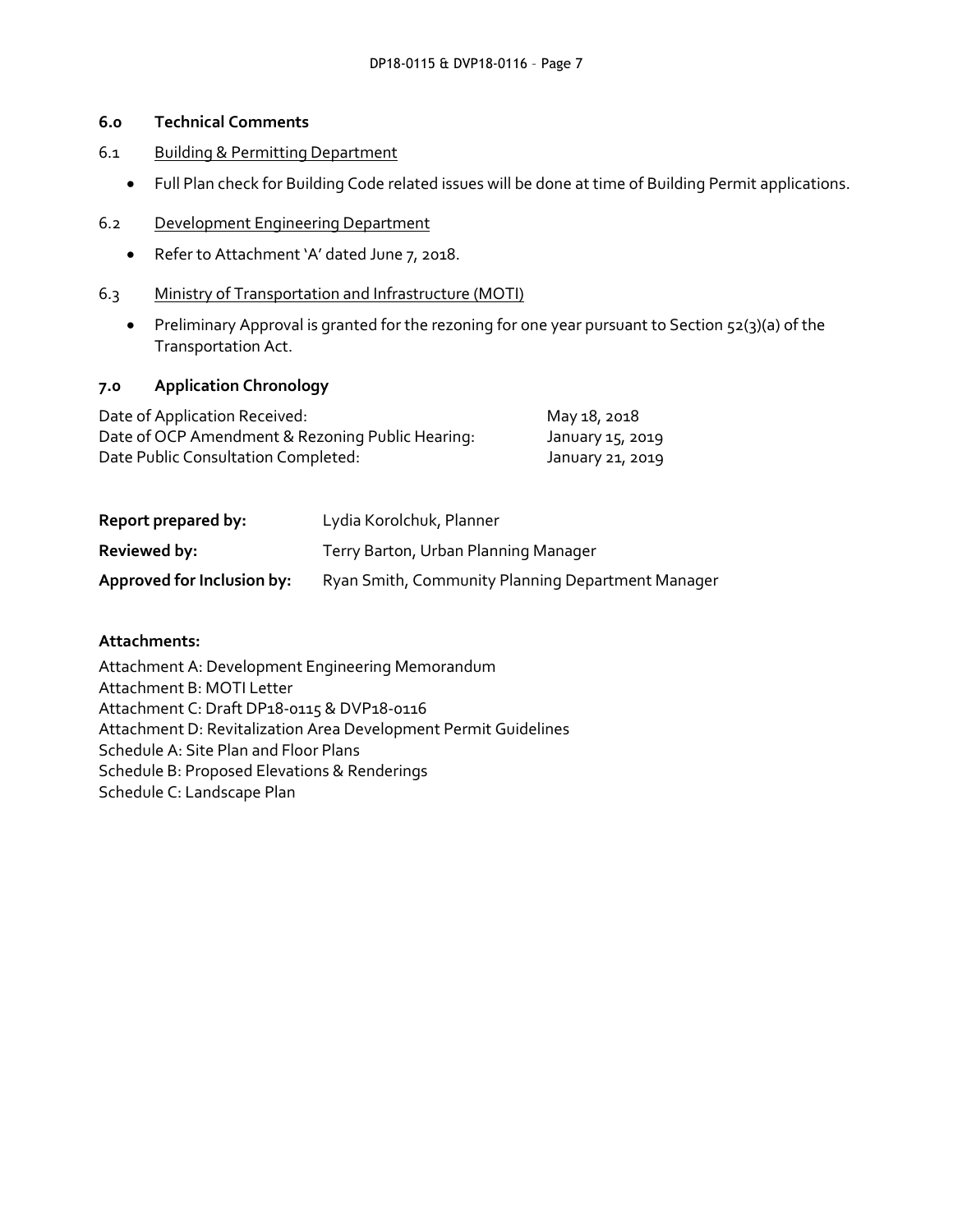## 6.0 Technical Comments

6.1 Building & Permitting Department

- Full Plan check for Building Code related issues will be done at time of Building Permit applications.

6.2 Development Engineering Department

- Refer to Attachment 'A' dated June 7, 2018.

6.3 Ministry of Transportation and Infrastructure (MOTI)

- Preliminary Approval is granted for the rezoning for one year pursuant to Section 52(3)(a) of the Transportation Act.

## 7.0 Application Chronology

| | |
|---|---|
| Date of Application Received: | May 18, 2018 |
| Date of OCP Amendment & Rezoning Public Hearing: | January 15, 2019 |
| Date Public Consultation Completed: | January 21, 2019 |

| | |
|---|---|
| **Report prepared by:** | Lydia Korolchuk, Planner |
| **Reviewed by:** | Terry Barton, Urban Planning Manager |
| **Approved for Inclusion by:** | Ryan Smith, Community Planning Department Manager |

**Attachments:**

Attachment A: Development Engineering Memorandum
Attachment B: MOTI Letter
Attachment C: Draft DP18-0115 & DVP18-0116
Attachment D: Revitalization Area Development Permit Guidelines
Schedule A: Site Plan and Floor Plans
Schedule B: Proposed Elevations & Renderings
Schedule C: Landscape Plan